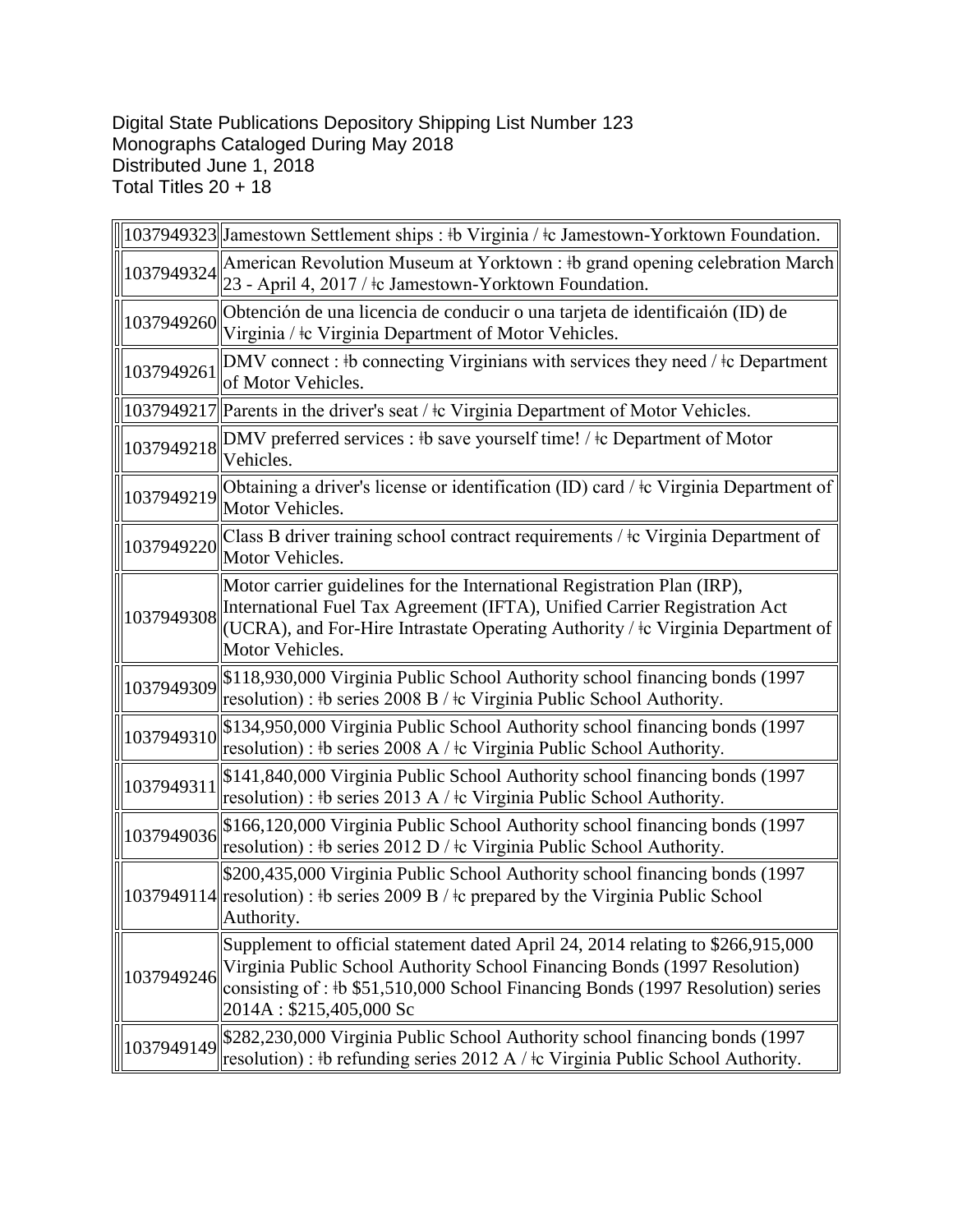Digital State Publications Depository Shipping List Number 123
Monographs Cataloged During May 2018
Distributed June 1, 2018
Total Titles 20 + 18

| | |
|---|---|
| 1037949323 | Jamestown Settlement ships : ǂb Virginia / ǂc Jamestown-Yorktown Foundation. |
| 1037949324 | American Revolution Museum at Yorktown : ǂb grand opening celebration March 23 - April 4, 2017 / ǂc Jamestown-Yorktown Foundation. |
| 1037949260 | Obtención de una licencia de conducir o una tarjeta de identificaión (ID) de Virginia / ǂc Virginia Department of Motor Vehicles. |
| 1037949261 | DMV connect : ǂb connecting Virginians with services they need / ǂc Department of Motor Vehicles. |
| 1037949217 | Parents in the driver's seat / ǂc Virginia Department of Motor Vehicles. |
| 1037949218 | DMV preferred services : ǂb save yourself time! / ǂc Department of Motor Vehicles. |
| 1037949219 | Obtaining a driver's license or identification (ID) card / ǂc Virginia Department of Motor Vehicles. |
| 1037949220 | Class B driver training school contract requirements / ǂc Virginia Department of Motor Vehicles. |
| 1037949308 | Motor carrier guidelines for the International Registration Plan (IRP), International Fuel Tax Agreement (IFTA), Unified Carrier Registration Act (UCRA), and For-Hire Intrastate Operating Authority / ǂc Virginia Department of Motor Vehicles. |
| 1037949309 | $118,930,000 Virginia Public School Authority school financing bonds (1997 resolution) : ǂb series 2008 B / ǂc Virginia Public School Authority. |
| 1037949310 | $134,950,000 Virginia Public School Authority school financing bonds (1997 resolution) : ǂb series 2008 A / ǂc Virginia Public School Authority. |
| 1037949311 | $141,840,000 Virginia Public School Authority school financing bonds (1997 resolution) : ǂb series 2013 A / ǂc Virginia Public School Authority. |
| 1037949036 | $166,120,000 Virginia Public School Authority school financing bonds (1997 resolution) : ǂb series 2012 D / ǂc Virginia Public School Authority. |
| 1037949114 | $200,435,000 Virginia Public School Authority school financing bonds (1997 resolution) : ǂb series 2009 B / ǂc prepared by the Virginia Public School Authority. |
| 1037949246 | Supplement to official statement dated April 24, 2014 relating to $266,915,000 Virginia Public School Authority School Financing Bonds (1997 Resolution) consisting of : ǂb $51,510,000 School Financing Bonds (1997 Resolution) series 2014A : $215,405,000 Sc |
| 1037949149 | $282,230,000 Virginia Public School Authority school financing bonds (1997 resolution) : ǂb refunding series 2012 A / ǂc Virginia Public School Authority. |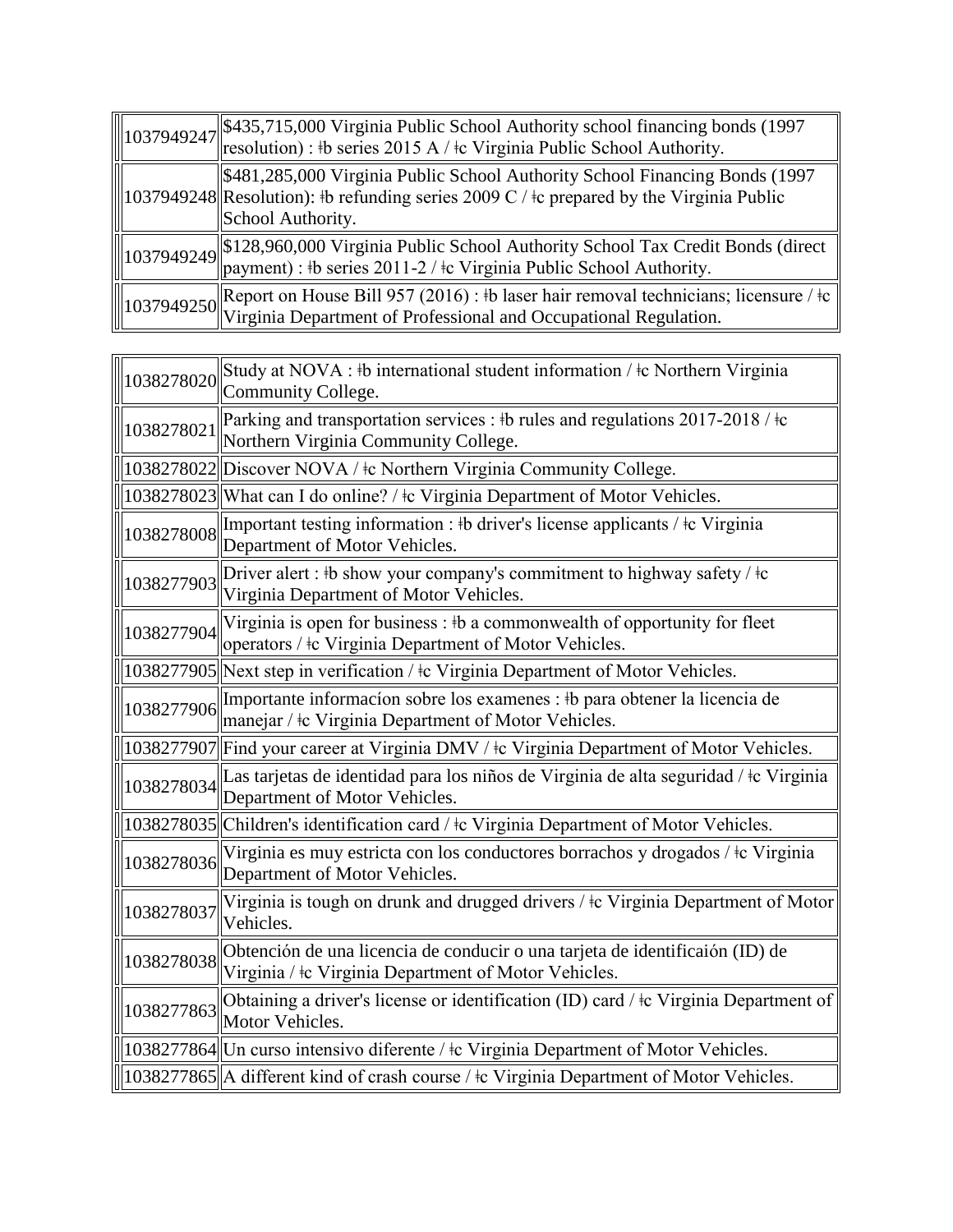| | |
|---|---|
| 1037949247 | $435,715,000 Virginia Public School Authority school financing bonds (1997 resolution) : ǂb series 2015 A / ǂc Virginia Public School Authority. |
| 1037949248 | $481,285,000 Virginia Public School Authority School Financing Bonds (1997 Resolution): ǂb refunding series 2009 C / ǂc prepared by the Virginia Public School Authority. |
| 1037949249 | $128,960,000 Virginia Public School Authority School Tax Credit Bonds (direct payment) : ǂb series 2011-2 / ǂc Virginia Public School Authority. |
| 1037949250 | Report on House Bill 957 (2016) : ǂb laser hair removal technicians; licensure / ǂc Virginia Department of Professional and Occupational Regulation. |

| | |
|---|---|
| 1038278020 | Study at NOVA : ǂb international student information / ǂc Northern Virginia Community College. |
| 1038278021 | Parking and transportation services : ǂb rules and regulations 2017-2018 / ǂc Northern Virginia Community College. |
| 1038278022 | Discover NOVA / ǂc Northern Virginia Community College. |
| 1038278023 | What can I do online? / ǂc Virginia Department of Motor Vehicles. |
| 1038278008 | Important testing information : ǂb driver's license applicants / ǂc Virginia Department of Motor Vehicles. |
| 1038277903 | Driver alert : ǂb show your company's commitment to highway safety / ǂc Virginia Department of Motor Vehicles. |
| 1038277904 | Virginia is open for business : ǂb a commonwealth of opportunity for fleet operators / ǂc Virginia Department of Motor Vehicles. |
| 1038277905 | Next step in verification / ǂc Virginia Department of Motor Vehicles. |
| 1038277906 | Importante informacíon sobre los examenes : ǂb para obtener la licencia de manejar / ǂc Virginia Department of Motor Vehicles. |
| 1038277907 | Find your career at Virginia DMV / ǂc Virginia Department of Motor Vehicles. |
| 1038278034 | Las tarjetas de identidad para los niños de Virginia de alta seguridad / ǂc Virginia Department of Motor Vehicles. |
| 1038278035 | Children's identification card / ǂc Virginia Department of Motor Vehicles. |
| 1038278036 | Virginia es muy estricta con los conductores borrachos y drogados / ǂc Virginia Department of Motor Vehicles. |
| 1038278037 | Virginia is tough on drunk and drugged drivers / ǂc Virginia Department of Motor Vehicles. |
| 1038278038 | Obtención de una licencia de conducir o una tarjeta de identificaión (ID) de Virginia / ǂc Virginia Department of Motor Vehicles. |
| 1038277863 | Obtaining a driver's license or identification (ID) card / ǂc Virginia Department of Motor Vehicles. |
| 1038277864 | Un curso intensivo diferente / ǂc Virginia Department of Motor Vehicles. |
| 1038277865 | A different kind of crash course / ǂc Virginia Department of Motor Vehicles. |